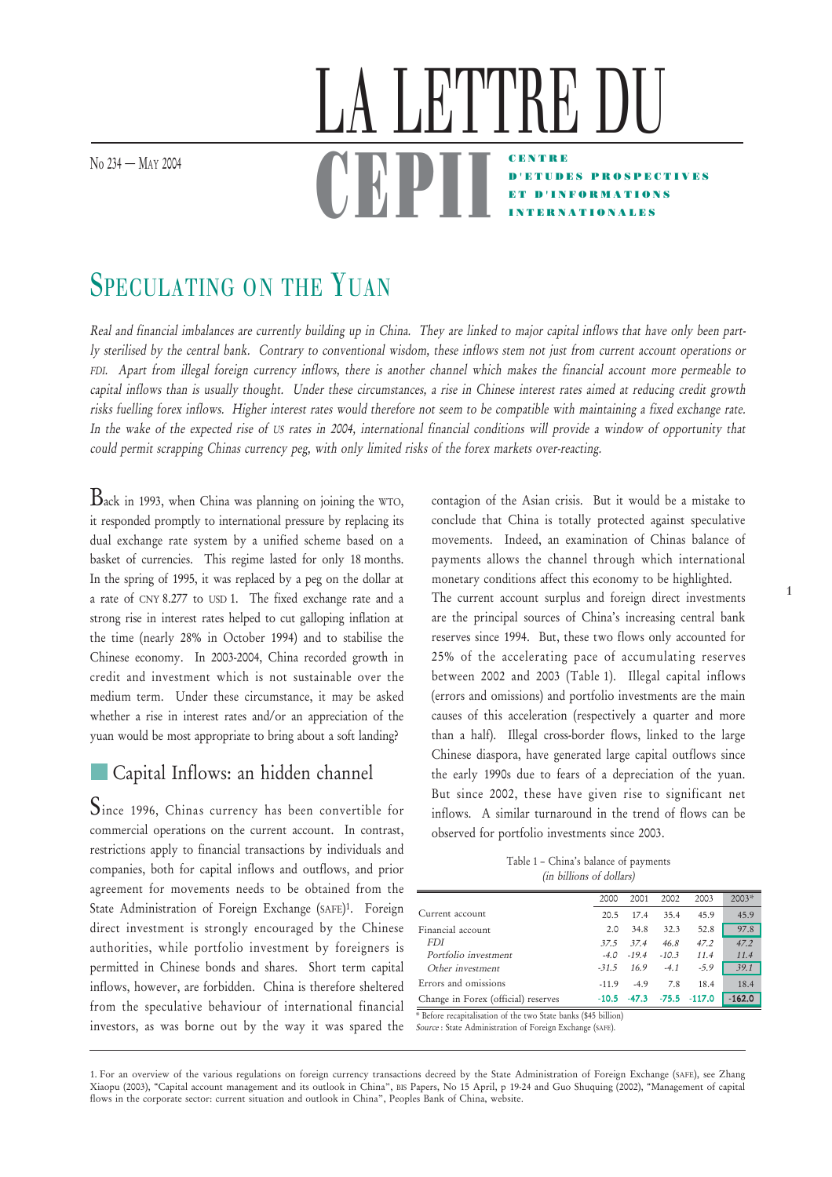# LA LETTRE DU CEPII

CENTRE D'ETUDES PROSPECTIVES ET D'INFORMATIONS INTERNATIONALES

No 234 — May 2004

## Speculating on the Yuan

*Real and financial imbalances are currently building up in China. They are linked to major capital inflows that have only been partly sterilised by the central bank. Contrary to conventional wisdom, these inflows stem not just from current account operations or FDI. Apart from illegal foreign currency inflows, there is another channel which makes the financial account more permeable to capital inflows than is usually thought. Under these circumstances, a rise in Chinese interest rates aimed at reducing credit growth risks fuelling forex inflows. Higher interest rates would therefore not seem to be compatible with maintaining a fixed exchange rate. In the wake of the expected rise of US rates in 2004, international financial conditions will provide a window of opportunity that could permit scrapping Chinas currency peg, with only limited risks of the forex markets over-reacting.*

Back in 1993, when China was planning on joining the WTO, it responded promptly to international pressure by replacing its dual exchange rate system by a unified scheme based on a basket of currencies. This regime lasted for only 18 months. In the spring of 1995, it was replaced by a peg on the dollar at a rate of CNY 8.277 to USD 1. The fixed exchange rate and a strong rise in interest rates helped to cut galloping inflation at the time (nearly 28% in October 1994) and to stabilise the Chinese economy. In 2003-2004, China recorded growth in credit and investment which is not sustainable over the medium term. Under these circumstance, it may be asked whether a rise in interest rates and/or an appreciation of the yuan would be most appropriate to bring about a soft landing?

### Capital Inflows: an hidden channel

Since 1996, Chinas currency has been convertible for commercial operations on the current account. In contrast, restrictions apply to financial transactions by individuals and companies, both for capital inflows and outflows, and prior agreement for movements needs to be obtained from the State Administration of Foreign Exchange (SAFE)[1]. Foreign direct investment is strongly encouraged by the Chinese authorities, while portfolio investment by foreigners is permitted in Chinese bonds and shares. Short term capital inflows, however, are forbidden. China is therefore sheltered from the speculative behaviour of international financial investors, as was borne out by the way it was spared the contagion of the Asian crisis. But it would be a mistake to conclude that China is totally protected against speculative movements. Indeed, an examination of Chinas balance of payments allows the channel through which international monetary conditions affect this economy to be highlighted.

The current account surplus and foreign direct investments are the principal sources of China's increasing central bank reserves since 1994. But, these two flows only accounted for 25% of the accelerating pace of accumulating reserves between 2002 and 2003 (Table 1). Illegal capital inflows (errors and omissions) and portfolio investments are the main causes of this acceleration (respectively a quarter and more than a half). Illegal cross-border flows, linked to the large Chinese diaspora, have generated large capital outflows since the early 1990s due to fears of a depreciation of the yuan. But since 2002, these have given rise to significant net inflows. A similar turnaround in the trend of flows can be observed for portfolio investments since 2003.

Table 1 – China's balance of payments
*(in billions of dollars)*

| | 2000 | 2001 | 2002 | 2003 | 2003* |
|---|---|---|---|---|---|
| Current account | 20.5 | 17.4 | 35.4 | 45.9 | 45.9 |
| Financial account | 2.0 | 34.8 | 32.3 | 52.8 | 97.8 |
| *FDI* | *37.5* | *37.4* | *46.8* | *47.2* | *47.2* |
| *Portfolio investment* | *-4.0* | *-19.4* | *-10.3* | *11.4* | *11.4* |
| *Other investment* | *-31.5* | *16.9* | *-4.1* | *-5.9* | *39.1* |
| Errors and omissions | -11.9 | -4.9 | 7.8 | 18.4 | 18.4 |
| Change in Forex (official) reserves | -10.5 | -47.3 | -75.5 | -117.0 | -162.0 |

\* Before recapitalisation of the two State banks ($45 billion)
*Source* : State Administration of Foreign Exchange (SAFE).

1. For an overview of the various regulations on foreign currency transactions decreed by the State Administration of Foreign Exchange (SAFE), see Zhang Xiaopu (2003), "Capital account management and its outlook in China", BIS Papers, No 15 April, p 19-24 and Guo Shuquing (2002), "Management of capital flows in the corporate sector: current situation and outlook in China", Peoples Bank of China, website.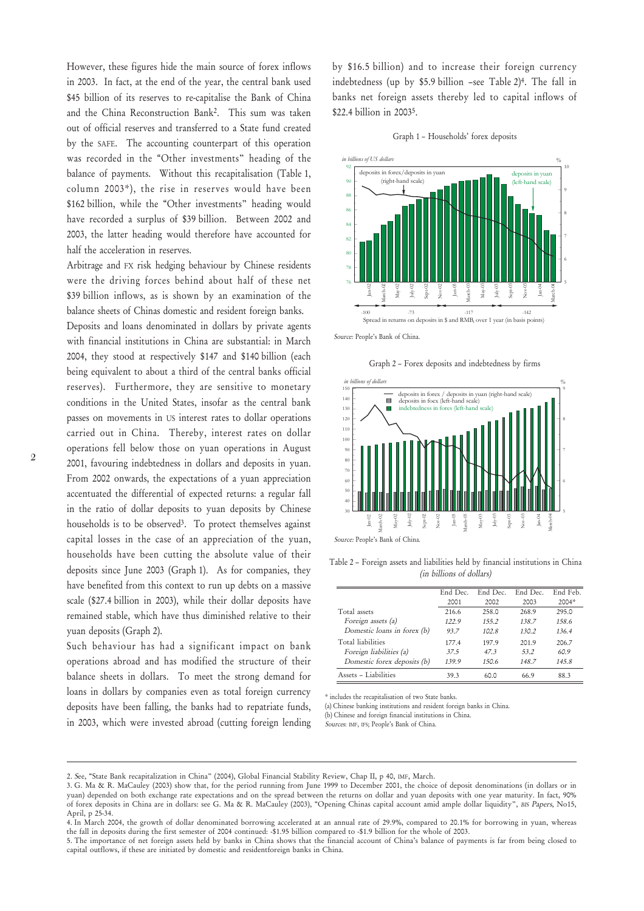However, these figures hide the main source of forex inflows in 2003. In fact, at the end of the year, the central bank used \$45 billion of its reserves to re-capitalise the Bank of China and the China Reconstruction Bank[2]. This sum was taken out of official reserves and transferred to a State fund created by the SAFE. The accounting counterpart of this operation was recorded in the "Other investments" heading of the balance of payments. Without this recapitalisation (Table 1, column 2003*), the rise in reserves would have been \$162 billion, while the "Other investments" heading would have recorded a surplus of \$39 billion. Between 2002 and 2003, the latter heading would therefore have accounted for half the acceleration in reserves.

Arbitrage and FX risk hedging behaviour by Chinese residents were the driving forces behind about half of these net \$39 billion inflows, as is shown by an examination of the balance sheets of Chinas domestic and resident foreign banks.

Deposits and loans denominated in dollars by private agents with financial institutions in China are substantial: in March 2004, they stood at respectively \$147 and \$140 billion (each being equivalent to about a third of the central banks official reserves). Furthermore, they are sensitive to monetary conditions in the United States, insofar as the central bank passes on movements in US interest rates to dollar operations carried out in China. Thereby, interest rates on dollar operations fell below those on yuan operations in August 2001, favouring indebtedness in dollars and deposits in yuan. From 2002 onwards, the expectations of a yuan appreciation accentuated the differential of expected returns: a regular fall in the ratio of dollar deposits to yuan deposits by Chinese households is to be observed[3]. To protect themselves against capital losses in the case of an appreciation of the yuan, households have been cutting the absolute value of their deposits since June 2003 (Graph 1). As for companies, they have benefited from this context to run up debts on a massive scale (\$27.4 billion in 2003), while their dollar deposits have remained stable, which have thus diminished relative to their yuan deposits (Graph 2).

Such behaviour has had a significant impact on bank operations abroad and has modified the structure of their balance sheets in dollars. To meet the strong demand for loans in dollars by companies even as total foreign currency deposits have been falling, the banks had to repatriate funds, in 2003, which were invested abroad (cutting foreign lending by \$16.5 billion) and to increase their foreign currency indebtedness (up by \$5.9 billion –see Table 2)[4]. The fall in banks net foreign assets thereby led to capital inflows of \$22.4 billion in 2003[5].

Graph 1 – Households' forex deposits

*Source:* People's Bank of China.

Graph 2 – Forex deposits and indebtedness by firms

*Source:* People's Bank of China.

Table 2 – Foreign assets and liabilities held by financial institutions in China
*(in billions of dollars)*

| | End Dec. 2001 | End Dec. 2002 | End Dec. 2003 | End Feb. 2004* |
|---|---|---|---|---|
| Total assets | 216.6 | 258.0 | 268.9 | 295.0 |
| *Foreign assets (a)* | *122.9* | *155.2* | *138.7* | *158.6* |
| *Domestic loans in forex (b)* | *93.7* | *102.8* | *130.2* | *136.4* |
| Total liabilities | 177.4 | 197.9 | 201.9 | 206.7 |
| *Foreign liabilities (a)* | *37.5* | *47.3* | *53.2* | *60.9* |
| *Domestic forex deposits (b)* | *139.9* | *150.6* | *148.7* | *145.8* |
| Assets – Liabilities | 39.3 | 60.0 | 66.9 | 88.3 |

\* includes the recapitalisation of two State banks.
(a) Chinese banking institutions and resident foreign banks in China.
(b) Chinese and foreign financial institutions in China.
*Sources*: IMF, IFS; People's Bank of China.

---

2. See, "State Bank recapitalization in China" (2004), Global Financial Stability Review, Chap II, p 40, IMF, March.
3. G. Ma & R. MaCauley (2003) show that, for the period running from June 1999 to December 2001, the choice of deposit denominations (in dollars or in yuan) depended on both exchange rate expectations and on the spread between the returns on dollar and yuan deposits with one year maturity. In fact, 90% of forex deposits in China are in dollars: see G. Ma & R. MaCauley (2003), "Opening Chinas capital account amid ample dollar liquidity", *BIS Papers*, No15, April, p 25-34.
4. In March 2004, the growth of dollar denominated borrowing accelerated at an annual rate of 29.9%, compared to 20.1% for borrowing in yuan, whereas the fall in deposits during the first semester of 2004 continued: -\$1.95 billion compared to -\$1.9 billion for the whole of 2003.
5. The importance of net foreign assets held by banks in China shows that the financial account of China's balance of payments is far from being closed to capital outflows, if these are initiated by domestic and residentforeign banks in China.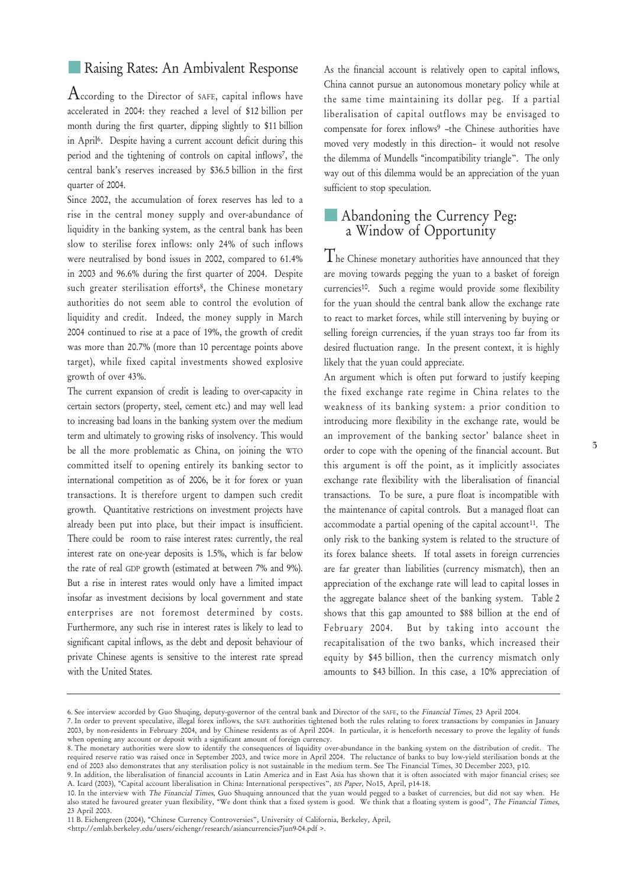## Raising Rates: An Ambivalent Response

According to the Director of SAFE, capital inflows have accelerated in 2004: they reached a level of $12 billion per month during the first quarter, dipping slightly to $11 billion in April[6]. Despite having a current account deficit during this period and the tightening of controls on capital inflows[7], the central bank's reserves increased by $36.5 billion in the first quarter of 2004.

Since 2002, the accumulation of forex reserves has led to a rise in the central money supply and over-abundance of liquidity in the banking system, as the central bank has been slow to sterilise forex inflows: only 24% of such inflows were neutralised by bond issues in 2002, compared to 61.4% in 2003 and 96.6% during the first quarter of 2004. Despite such greater sterilisation efforts[8], the Chinese monetary authorities do not seem able to control the evolution of liquidity and credit. Indeed, the money supply in March 2004 continued to rise at a pace of 19%, the growth of credit was more than 20.7% (more than 10 percentage points above target), while fixed capital investments showed explosive growth of over 43%.

The current expansion of credit is leading to over-capacity in certain sectors (property, steel, cement etc.) and may well lead to increasing bad loans in the banking system over the medium term and ultimately to growing risks of insolvency. This would be all the more problematic as China, on joining the WTO committed itself to opening entirely its banking sector to international competition as of 2006, be it for forex or yuan transactions. It is therefore urgent to dampen such credit growth. Quantitative restrictions on investment projects have already been put into place, but their impact is insufficient. There could be room to raise interest rates: currently, the real interest rate on one-year deposits is 1.5%, which is far below the rate of real GDP growth (estimated at between 7% and 9%). But a rise in interest rates would only have a limited impact insofar as investment decisions by local government and state enterprises are not foremost determined by costs. Furthermore, any such rise in interest rates is likely to lead to significant capital inflows, as the debt and deposit behaviour of private Chinese agents is sensitive to the interest rate spread with the United States.

As the financial account is relatively open to capital inflows, China cannot pursue an autonomous monetary policy while at the same time maintaining its dollar peg. If a partial liberalisation of capital outflows may be envisaged to compensate for forex inflows[9] –the Chinese authorities have moved very modestly in this direction– it would not resolve the dilemma of Mundells "incompatibility triangle". The only way out of this dilemma would be an appreciation of the yuan sufficient to stop speculation.

## Abandoning the Currency Peg: a Window of Opportunity

The Chinese monetary authorities have announced that they are moving towards pegging the yuan to a basket of foreign currencies[10]. Such a regime would provide some flexibility for the yuan should the central bank allow the exchange rate to react to market forces, while still intervening by buying or selling foreign currencies, if the yuan strays too far from its desired fluctuation range. In the present context, it is highly likely that the yuan could appreciate.

An argument which is often put forward to justify keeping the fixed exchange rate regime in China relates to the weakness of its banking system: a prior condition to introducing more flexibility in the exchange rate, would be an improvement of the banking sector' balance sheet in order to cope with the opening of the financial account. But this argument is off the point, as it implicitly associates exchange rate flexibility with the liberalisation of financial transactions. To be sure, a pure float is incompatible with the maintenance of capital controls. But a managed float can accommodate a partial opening of the capital account[11]. The only risk to the banking system is related to the structure of its forex balance sheets. If total assets in foreign currencies are far greater than liabilities (currency mismatch), then an appreciation of the exchange rate will lead to capital losses in the aggregate balance sheet of the banking system. Table 2 shows that this gap amounted to $88 billion at the end of February 2004. But by taking into account the recapitalisation of the two banks, which increased their equity by $45 billion, then the currency mismatch only amounts to $43 billion. In this case, a 10% appreciation of

---

6. See interview accorded by Guo Shuqing, deputy-governor of the central bank and Director of the SAFE, to the *Financial Times*, 23 April 2004.

7. In order to prevent speculative, illegal forex inflows, the SAFE authorities tightened both the rules relating to forex transactions by companies in January 2003, by non-residents in February 2004, and by Chinese residents as of April 2004. In particular, it is henceforth necessary to prove the legality of funds when opening any account or deposit with a significant amount of foreign currency.

8. The monetary authorities were slow to identify the consequences of liquidity over-abundance in the banking system on the distribution of credit. The required reserve ratio was raised once in September 2003, and twice more in April 2004. The reluctance of banks to buy low-yield sterilisation bonds at the end of 2003 also demonstrates that any sterilisation policy is not sustainable in the medium term. See The Financial Times, 30 December 2003, p10.

9. In addition, the liberalisation of financial accounts in Latin America and in East Asia has shown that it is often associated with major financial crises; see A. Icard (2003), "Capital account liberalisation in China: International perspectives", *BIS Paper*, No15, April, p14-18.

10. In the interview with *The Financial Times*, Guo Shuquing announced that the yuan would pegged to a basket of currencies, but did not say when. He also stated he favoured greater yuan flexibility, "We dont think that a fixed system is good. We think that a floating system is good", *The Financial Times*, 23 April 2003.

11 B. Eichengreen (2004), "Chinese Currency Controversies", University of California, Berkeley, April, <http://emlab.berkeley.edu/users/eichengr/research/asiancurrencies7jun9-04.pdf >.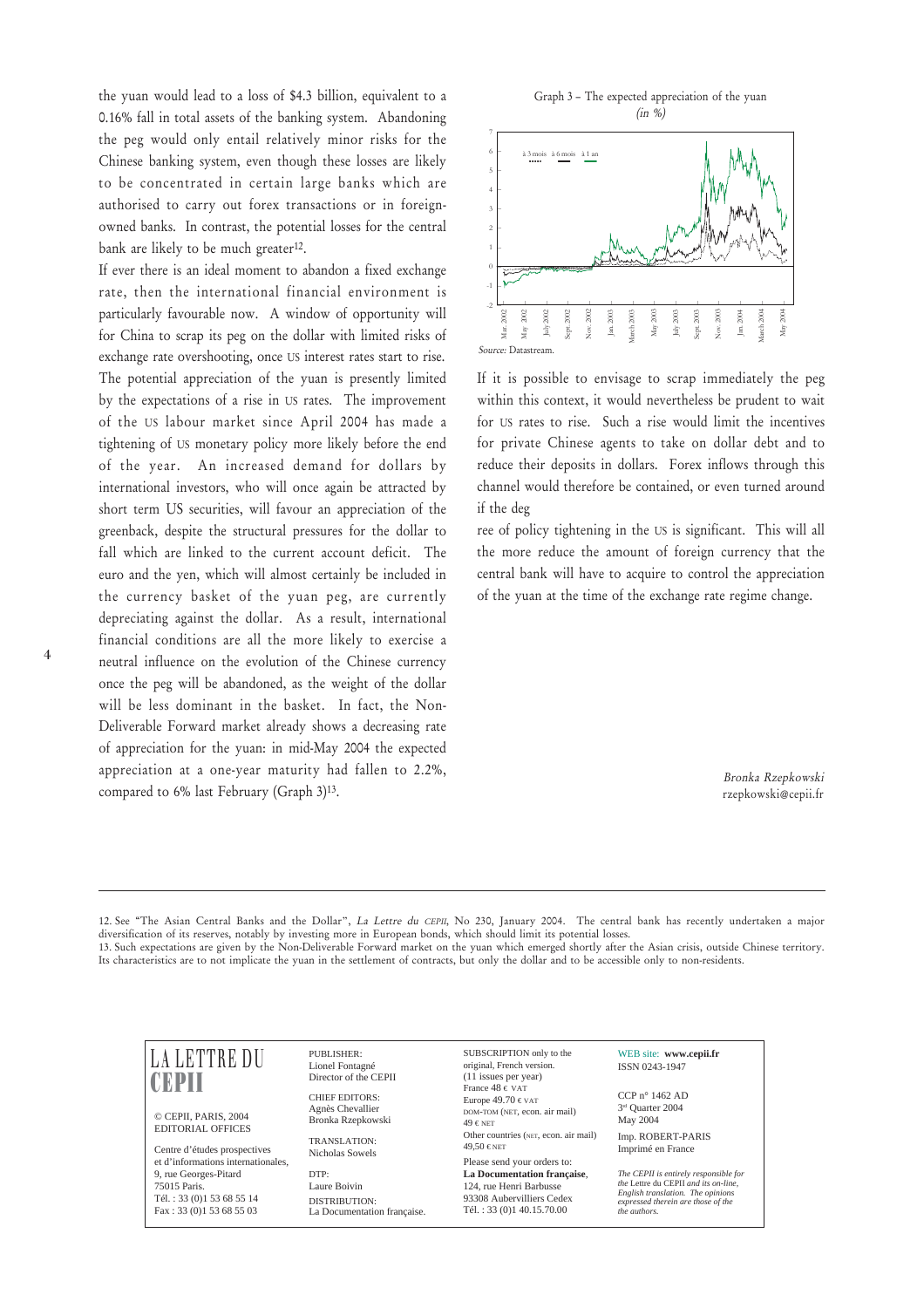the yuan would lead to a loss of $4.3 billion, equivalent to a 0.16% fall in total assets of the banking system. Abandoning the peg would only entail relatively minor risks for the Chinese banking system, even though these losses are likely to be concentrated in certain large banks which are authorised to carry out forex transactions or in foreign-owned banks. In contrast, the potential losses for the central bank are likely to be much greater[12].

If ever there is an ideal moment to abandon a fixed exchange rate, then the international financial environment is particularly favourable now. A window of opportunity will for China to scrap its peg on the dollar with limited risks of exchange rate overshooting, once US interest rates start to rise. The potential appreciation of the yuan is presently limited by the expectations of a rise in US rates. The improvement of the US labour market since April 2004 has made a tightening of US monetary policy more likely before the end of the year. An increased demand for dollars by international investors, who will once again be attracted by short term US securities, will favour an appreciation of the greenback, despite the structural pressures for the dollar to fall which are linked to the current account deficit. The euro and the yen, which will almost certainly be included in the currency basket of the yuan peg, are currently depreciating against the dollar. As a result, international financial conditions are all the more likely to exercise a neutral influence on the evolution of the Chinese currency once the peg will be abandoned, as the weight of the dollar will be less dominant in the basket. In fact, the Non-Deliverable Forward market already shows a decreasing rate of appreciation for the yuan: in mid-May 2004 the expected appreciation at a one-year maturity had fallen to 2.2%, compared to 6% last February (Graph 3)[13].

Graph 3 – The expected appreciation of the yuan
*(in %)*

à 3 mois
à 6 mois
à 1 an
7
6
5
4
3
2
1
0
-1
-2
Mar. 2002
May 2002
July 2002
Sept. 2002
Nov. 2002
Jan. 2003
March 2003
May 2003
July 2003
Sept. 2003
Nov. 2003
Jan. 2004
March 2004
May 2004

*Source:* Datastream.

If it is possible to envisage to scrap immediately the peg within this context, it would nevertheless be prudent to wait for US rates to rise. Such a rise would limit the incentives for private Chinese agents to take on dollar debt and to reduce their deposits in dollars. Forex inflows through this channel would therefore be contained, or even turned around if the degree of policy tightening in the US is significant. This will all the more reduce the amount of foreign currency that the central bank will have to acquire to control the appreciation of the yuan at the time of the exchange rate regime change.

*Bronka Rzepkowski*
rzepkowski@cepii.fr

---

12. See "The Asian Central Banks and the Dollar", *La Lettre du CEPII*, No 230, January 2004. The central bank has recently undertaken a major diversification of its reserves, notably by investing more in European bonds, which should limit its potential losses.

13. Such expectations are given by the Non-Deliverable Forward market on the yuan which emerged shortly after the Asian crisis, outside Chinese territory. Its characteristics are to not implicate the yuan in the settlement of contracts, but only the dollar and to be accessible only to non-residents.

---

**LA LETTRE DU CEPII**

© CEPII, PARIS, 2004
EDITORIAL OFFICES

Centre d'études prospectives et d'informations internationales,
9, rue Georges-Pitard
75015 Paris.
Tél. : 33 (0)1 53 68 55 14
Fax : 33 (0)1 53 68 55 03

PUBLISHER:
Lionel Fontagné
Director of the CEPII

CHIEF EDITORS:
Agnès Chevallier
Bronka Rzepkowski

TRANSLATION:
Nicholas Sowels

DTP:
Laure Boivin

DISTRIBUTION:
La Documentation française.

SUBSCRIPTION only to the original, French version.
(11 issues per year)
France 48 € VAT
Europe 49.70 € VAT
DOM-TOM (NET, econ. air mail)
49 € NET
Other countries (NET, econ. air mail)
49,50 € NET

Please send your orders to:
**La Documentation française**,
124, rue Henri Barbusse
93308 Aubervilliers Cedex
Tél. : 33 (0)1 40.15.70.00

WEB site: **www.cepii.fr**
ISSN 0243-1947

CCP n° 1462 AD
3rd Quarter 2004
May 2004

Imp. ROBERT-PARIS
Imprimé en France

*The CEPII is entirely responsible for the Lettre du CEPII and its on-line, English translation. The opinions expressed therein are those of the authors.*